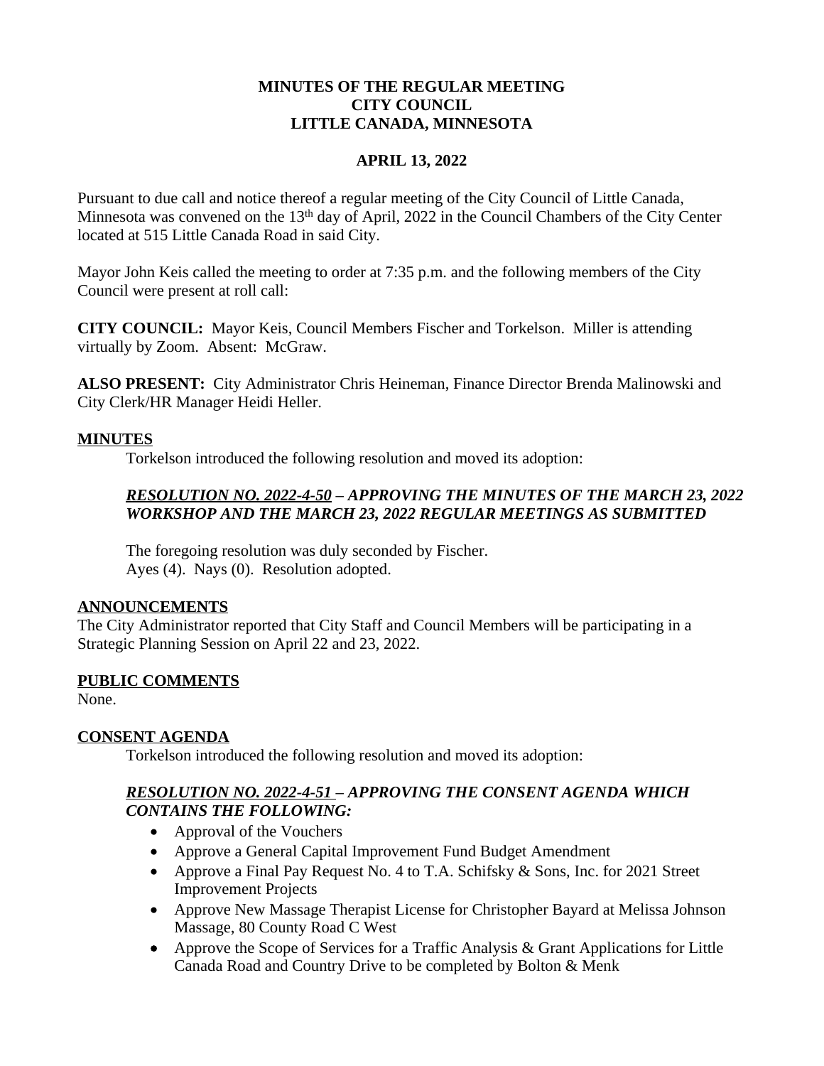**MINUTES OF THE REGULAR MEETING**
**CITY COUNCIL**
**LITTLE CANADA, MINNESOTA**

**APRIL 13, 2022**

Pursuant to due call and notice thereof a regular meeting of the City Council of Little Canada, Minnesota was convened on the 13th day of April, 2022 in the Council Chambers of the City Center located at 515 Little Canada Road in said City.

Mayor John Keis called the meeting to order at 7:35 p.m. and the following members of the City Council were present at roll call:

**CITY COUNCIL:** Mayor Keis, Council Members Fischer and Torkelson. Miller is attending virtually by Zoom. Absent: McGraw.

**ALSO PRESENT:** City Administrator Chris Heineman, Finance Director Brenda Malinowski and City Clerk/HR Manager Heidi Heller.

**MINUTES**

Torkelson introduced the following resolution and moved its adoption:

***RESOLUTION NO. 2022-4-50 – APPROVING THE MINUTES OF THE MARCH 23, 2022 WORKSHOP AND THE MARCH 23, 2022 REGULAR MEETINGS AS SUBMITTED***

The foregoing resolution was duly seconded by Fischer.
Ayes (4). Nays (0). Resolution adopted.

**ANNOUNCEMENTS**

The City Administrator reported that City Staff and Council Members will be participating in a Strategic Planning Session on April 22 and 23, 2022.

**PUBLIC COMMENTS**

None.

**CONSENT AGENDA**

Torkelson introduced the following resolution and moved its adoption:

***RESOLUTION NO. 2022-4-51 – APPROVING THE CONSENT AGENDA WHICH CONTAINS THE FOLLOWING:***

- Approval of the Vouchers
- Approve a General Capital Improvement Fund Budget Amendment
- Approve a Final Pay Request No. 4 to T.A. Schifsky & Sons, Inc. for 2021 Street Improvement Projects
- Approve New Massage Therapist License for Christopher Bayard at Melissa Johnson Massage, 80 County Road C West
- Approve the Scope of Services for a Traffic Analysis & Grant Applications for Little Canada Road and Country Drive to be completed by Bolton & Menk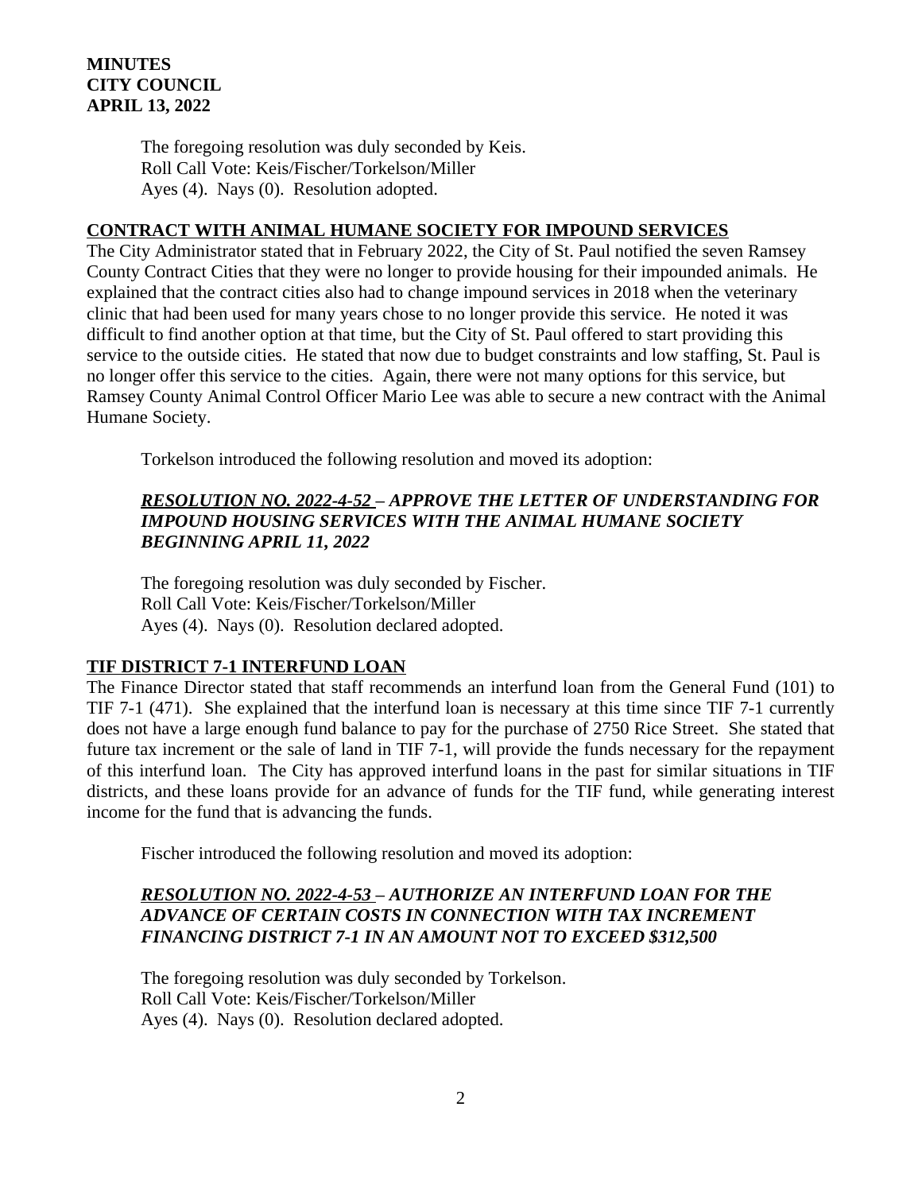The foregoing resolution was duly seconded by Keis.
Roll Call Vote: Keis/Fischer/Torkelson/Miller
Ayes (4). Nays (0). Resolution adopted.

## CONTRACT WITH ANIMAL HUMANE SOCIETY FOR IMPOUND SERVICES

The City Administrator stated that in February 2022, the City of St. Paul notified the seven Ramsey County Contract Cities that they were no longer to provide housing for their impounded animals. He explained that the contract cities also had to change impound services in 2018 when the veterinary clinic that had been used for many years chose to no longer provide this service. He noted it was difficult to find another option at that time, but the City of St. Paul offered to start providing this service to the outside cities. He stated that now due to budget constraints and low staffing, St. Paul is no longer offer this service to the cities. Again, there were not many options for this service, but Ramsey County Animal Control Officer Mario Lee was able to secure a new contract with the Animal Humane Society.

Torkelson introduced the following resolution and moved its adoption:

***RESOLUTION NO. 2022-4-52 – APPROVE THE LETTER OF UNDERSTANDING FOR IMPOUND HOUSING SERVICES WITH THE ANIMAL HUMANE SOCIETY BEGINNING APRIL 11, 2022***

The foregoing resolution was duly seconded by Fischer.
Roll Call Vote: Keis/Fischer/Torkelson/Miller
Ayes (4). Nays (0). Resolution declared adopted.

## TIF DISTRICT 7-1 INTERFUND LOAN

The Finance Director stated that staff recommends an interfund loan from the General Fund (101) to TIF 7-1 (471). She explained that the interfund loan is necessary at this time since TIF 7-1 currently does not have a large enough fund balance to pay for the purchase of 2750 Rice Street. She stated that future tax increment or the sale of land in TIF 7-1, will provide the funds necessary for the repayment of this interfund loan. The City has approved interfund loans in the past for similar situations in TIF districts, and these loans provide for an advance of funds for the TIF fund, while generating interest income for the fund that is advancing the funds.

Fischer introduced the following resolution and moved its adoption:

***RESOLUTION NO. 2022-4-53 – AUTHORIZE AN INTERFUND LOAN FOR THE ADVANCE OF CERTAIN COSTS IN CONNECTION WITH TAX INCREMENT FINANCING DISTRICT 7-1 IN AN AMOUNT NOT TO EXCEED $312,500***

The foregoing resolution was duly seconded by Torkelson.
Roll Call Vote: Keis/Fischer/Torkelson/Miller
Ayes (4). Nays (0). Resolution declared adopted.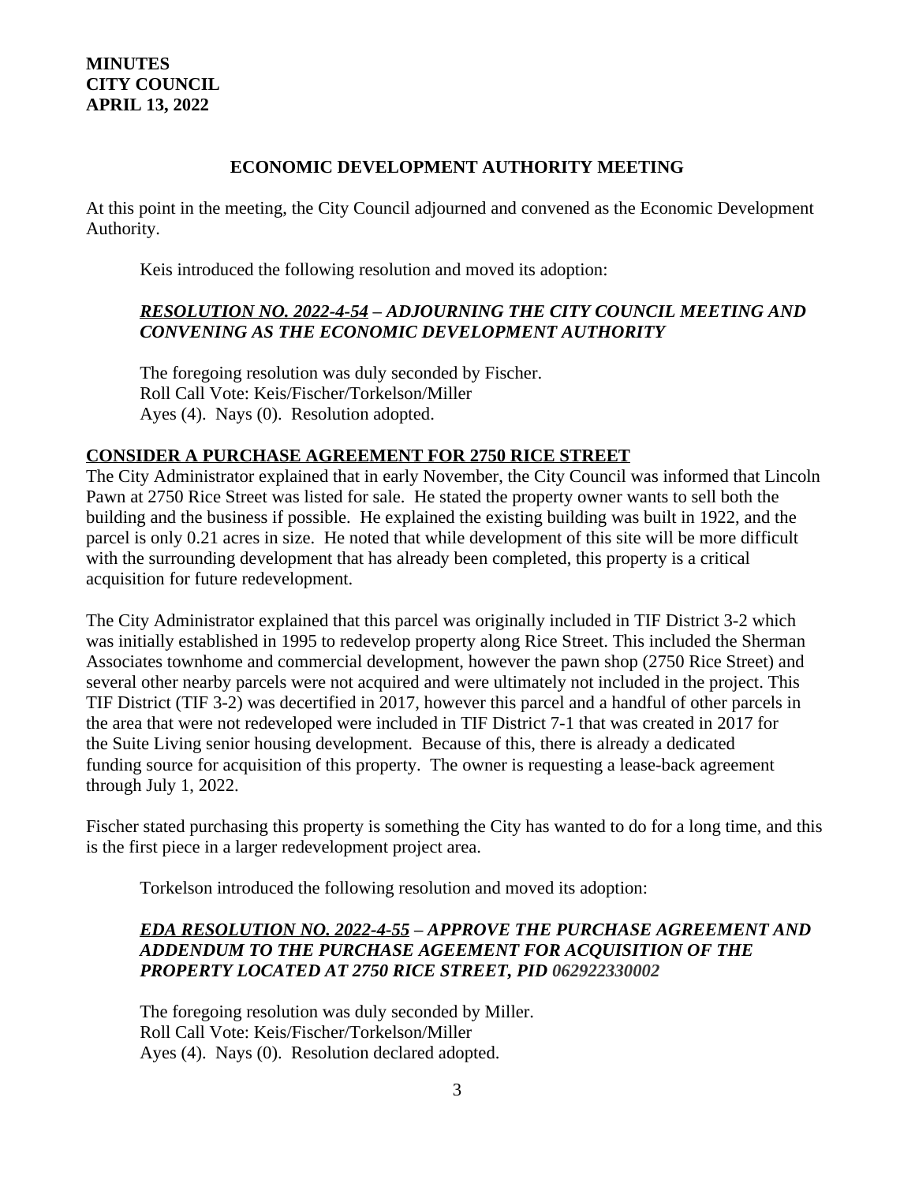**MINUTES**
**CITY COUNCIL**
**APRIL 13, 2022**

## ECONOMIC DEVELOPMENT AUTHORITY MEETING

At this point in the meeting, the City Council adjourned and convened as the Economic Development Authority.

Keis introduced the following resolution and moved its adoption:

***RESOLUTION NO. 2022-4-54 – ADJOURNING THE CITY COUNCIL MEETING AND CONVENING AS THE ECONOMIC DEVELOPMENT AUTHORITY***

The foregoing resolution was duly seconded by Fischer.
Roll Call Vote: Keis/Fischer/Torkelson/Miller
Ayes (4). Nays (0). Resolution adopted.

**CONSIDER A PURCHASE AGREEMENT FOR 2750 RICE STREET**

The City Administrator explained that in early November, the City Council was informed that Lincoln Pawn at 2750 Rice Street was listed for sale. He stated the property owner wants to sell both the building and the business if possible. He explained the existing building was built in 1922, and the parcel is only 0.21 acres in size. He noted that while development of this site will be more difficult with the surrounding development that has already been completed, this property is a critical acquisition for future redevelopment.

The City Administrator explained that this parcel was originally included in TIF District 3-2 which was initially established in 1995 to redevelop property along Rice Street. This included the Sherman Associates townhome and commercial development, however the pawn shop (2750 Rice Street) and several other nearby parcels were not acquired and were ultimately not included in the project. This TIF District (TIF 3-2) was decertified in 2017, however this parcel and a handful of other parcels in the area that were not redeveloped were included in TIF District 7-1 that was created in 2017 for the Suite Living senior housing development. Because of this, there is already a dedicated funding source for acquisition of this property. The owner is requesting a lease-back agreement through July 1, 2022.

Fischer stated purchasing this property is something the City has wanted to do for a long time, and this is the first piece in a larger redevelopment project area.

Torkelson introduced the following resolution and moved its adoption:

***EDA RESOLUTION NO. 2022-4-55 – APPROVE THE PURCHASE AGREEMENT AND ADDENDUM TO THE PURCHASE AGEEMENT FOR ACQUISITION OF THE PROPERTY LOCATED AT 2750 RICE STREET, PID 062922330002***

The foregoing resolution was duly seconded by Miller.
Roll Call Vote: Keis/Fischer/Torkelson/Miller
Ayes (4). Nays (0). Resolution declared adopted.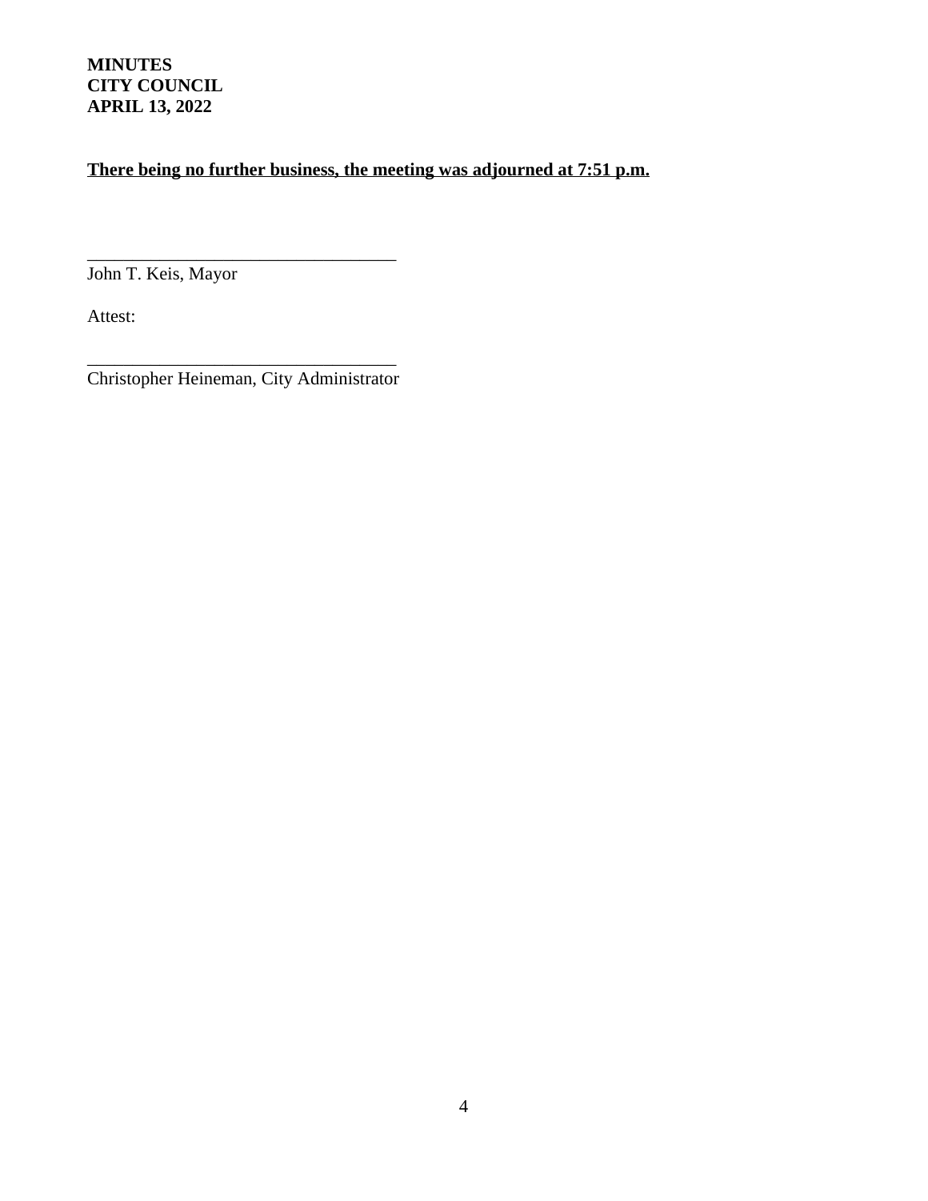**There being no further business, the meeting was adjourned at 7:51 p.m.**

___________________________________
John T. Keis, Mayor

Attest:

___________________________________
Christopher Heineman, City Administrator